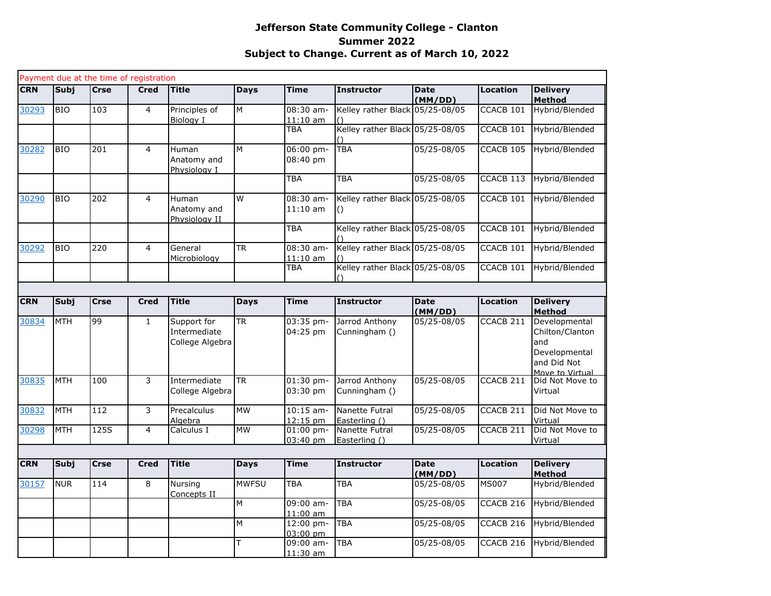# Jefferson State Community College - Clanton
## Summer 2022
## Subject to Change. Current as of March 10, 2022

Payment due at the time of registration

| CRN | Subj | Crse | Cred | Title | Days | Time | Instructor | Date (MM/DD) | Location | Delivery Method |
|---|---|---|---|---|---|---|---|---|---|---|
| 30293 | BIO | 103 | 4 | Principles of Biology I | M | 08:30 am-11:10 am | Kelley rather Black () | 05/25-08/05 | CCACB 101 | Hybrid/Blended |
| | | | | | | TBA | Kelley rather Black () | 05/25-08/05 | CCACB 101 | Hybrid/Blended |
| 30282 | BIO | 201 | 4 | Human Anatomy and Physiology I | M | 06:00 pm-08:40 pm | TBA | 05/25-08/05 | CCACB 105 | Hybrid/Blended |
| | | | | | | TBA | TBA | 05/25-08/05 | CCACB 113 | Hybrid/Blended |
| 30290 | BIO | 202 | 4 | Human Anatomy and Physiology II | W | 08:30 am-11:10 am | Kelley rather Black () | 05/25-08/05 | CCACB 101 | Hybrid/Blended |
| | | | | | | TBA | Kelley rather Black () | 05/25-08/05 | CCACB 101 | Hybrid/Blended |
| 30292 | BIO | 220 | 4 | General Microbiology | TR | 08:30 am-11:10 am | Kelley rather Black () | 05/25-08/05 | CCACB 101 | Hybrid/Blended |
| | | | | | | TBA | Kelley rather Black () | 05/25-08/05 | CCACB 101 | Hybrid/Blended |

| CRN | Subj | Crse | Cred | Title | Days | Time | Instructor | Date (MM/DD) | Location | Delivery Method |
|---|---|---|---|---|---|---|---|---|---|---|
| 30834 | MTH | 99 | 1 | Support for Intermediate College Algebra | TR | 03:35 pm-04:25 pm | Jarrod Anthony Cunningham () | 05/25-08/05 | CCACB 211 | Developmental Chilton/Clanton and Developmental and Did Not Move to Virtual |
| 30835 | MTH | 100 | 3 | Intermediate College Algebra | TR | 01:30 pm-03:30 pm | Jarrod Anthony Cunningham () | 05/25-08/05 | CCACB 211 | Did Not Move to Virtual |
| 30832 | MTH | 112 | 3 | Precalculus Algebra | MW | 10:15 am-12:15 pm | Nanette Futral Easterling () | 05/25-08/05 | CCACB 211 | Did Not Move to Virtual |
| 30298 | MTH | 125S | 4 | Calculus I | MW | 01:00 pm-03:40 pm | Nanette Futral Easterling () | 05/25-08/05 | CCACB 211 | Did Not Move to Virtual |

| CRN | Subj | Crse | Cred | Title | Days | Time | Instructor | Date (MM/DD) | Location | Delivery Method |
|---|---|---|---|---|---|---|---|---|---|---|
| 30157 | NUR | 114 | 8 | Nursing Concepts II | MWFSU | TBA | TBA | 05/25-08/05 | MS007 | Hybrid/Blended |
| | | | | | M | 09:00 am-11:00 am | TBA | 05/25-08/05 | CCACB 216 | Hybrid/Blended |
| | | | | | M | 12:00 pm-03:00 pm | TBA | 05/25-08/05 | CCACB 216 | Hybrid/Blended |
| | | | | | T | 09:00 am-11:30 am | TBA | 05/25-08/05 | CCACB 216 | Hybrid/Blended |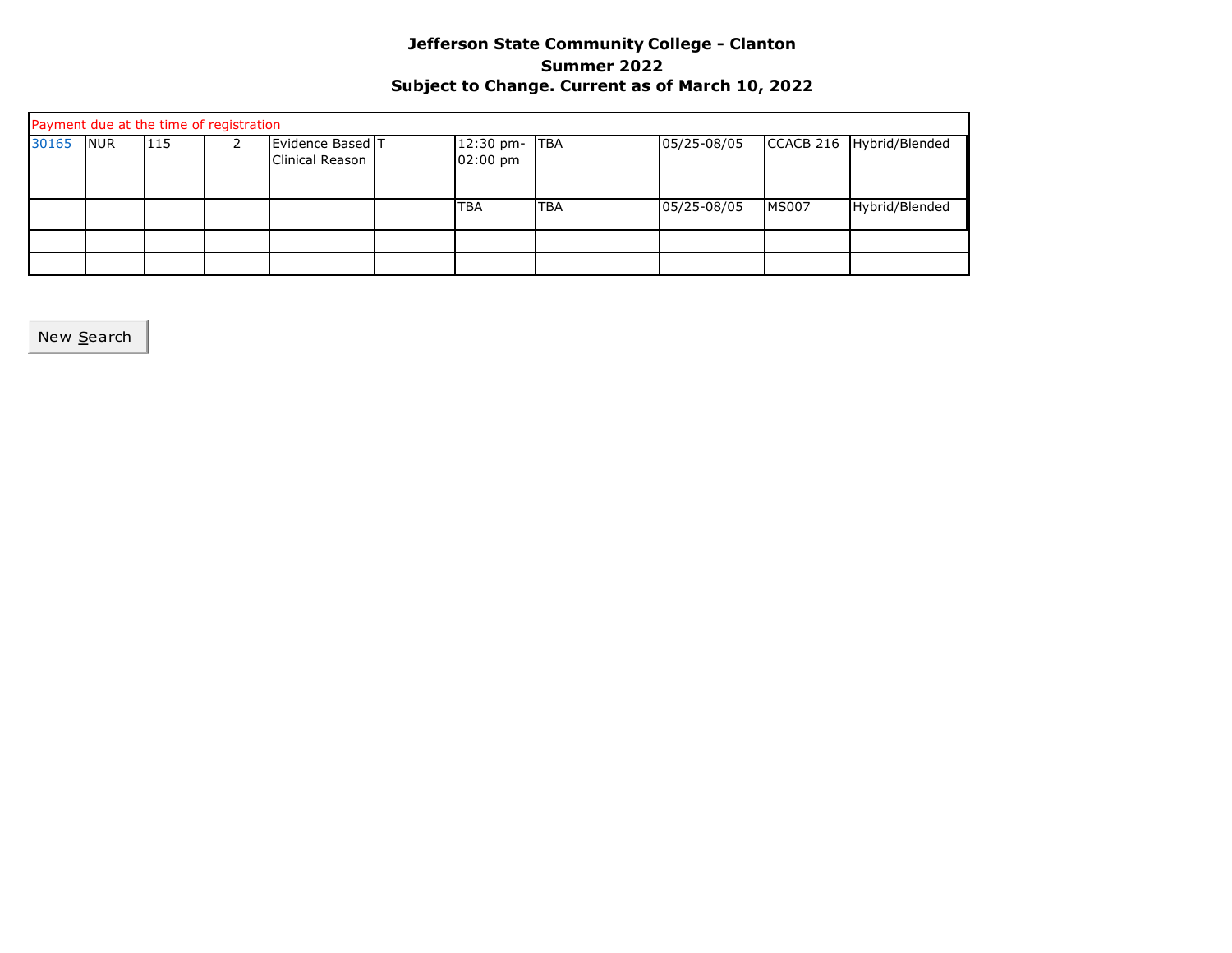**Jefferson State Community College - Clanton**
**Summer 2022**
**Subject to Change. Current as of March 10, 2022**

| | | | | | | | | | | |
|---|---|---|---|---|---|---|---|---|---|---|
| Payment due at the time of registration | | | | | | | | | | |
| 30165 | NUR | 115 | 2 | Evidence Based Clinical Reason | T | 12:30 pm-02:00 pm | TBA | 05/25-08/05 | CCACB 216 | Hybrid/Blended |
| | | | | | | TBA | TBA | 05/25-08/05 | MS007 | Hybrid/Blended |
| | | | | | | | | | | |
| | | | | | | | | | | |

New Search